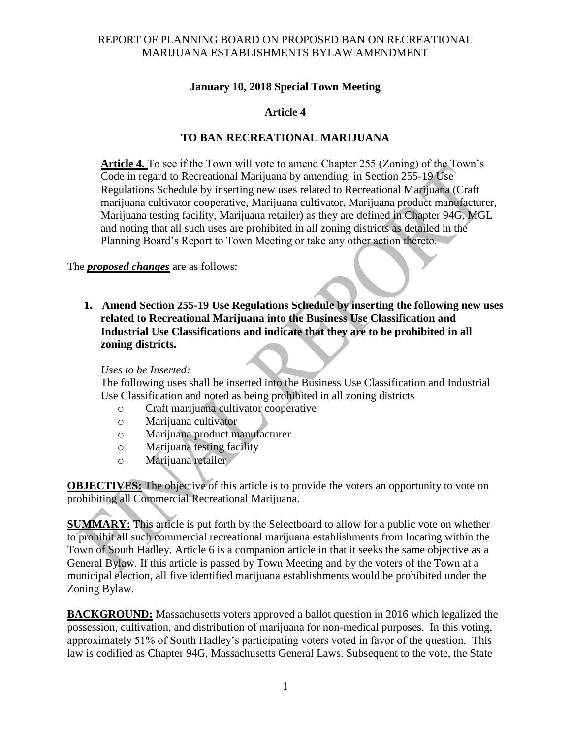# REPORT OF PLANNING BOARD ON PROPOSED BAN ON RECREATIONAL MARIJUANA ESTABLISHMENTS BYLAW AMENDMENT

## January 10, 2018 Special Town Meeting

## Article 4

## TO BAN RECREATIONAL MARIJUANA

> **Article 4.** To see if the Town will vote to amend Chapter 255 (Zoning) of the Town's Code in regard to Recreational Marijuana by amending: in Section 255-19 Use Regulations Schedule by inserting new uses related to Recreational Marijuana (Craft marijuana cultivator cooperative, Marijuana cultivator, Marijuana product manufacturer, Marijuana testing facility, Marijuana retailer) as they are defined in Chapter 94G, MGL and noting that all such uses are prohibited in all zoning districts as detailed in the Planning Board's Report to Town Meeting or take any other action thereto.

The ***proposed changes*** are as follows:

1. **Amend Section 255-19 Use Regulations Schedule by inserting the following new uses related to Recreational Marijuana into the Business Use Classification and Industrial Use Classifications and indicate that they are to be prohibited in all zoning districts.**

   *Uses to be Inserted:*
   The following uses shall be inserted into the Business Use Classification and Industrial Use Classification and noted as being prohibited in all zoning districts
   - Craft marijuana cultivator cooperative
   - Marijuana cultivator
   - Marijuana product manufacturer
   - Marijuana testing facility
   - Marijuana retailer

**OBJECTIVES:** The objective of this article is to provide the voters an opportunity to vote on prohibiting all Commercial Recreational Marijuana.

**SUMMARY:** This article is put forth by the Selectboard to allow for a public vote on whether to prohibit all such commercial recreational marijuana establishments from locating within the Town of South Hadley. Article 6 is a companion article in that it seeks the same objective as a General Bylaw. If this article is passed by Town Meeting and by the voters of the Town at a municipal election, all five identified marijuana establishments would be prohibited under the Zoning Bylaw.

**BACKGROUND:** Massachusetts voters approved a ballot question in 2016 which legalized the possession, cultivation, and distribution of marijuana for non-medical purposes. In this voting, approximately 51% of South Hadley's participating voters voted in favor of the question. This law is codified as Chapter 94G, Massachusetts General Laws. Subsequent to the vote, the State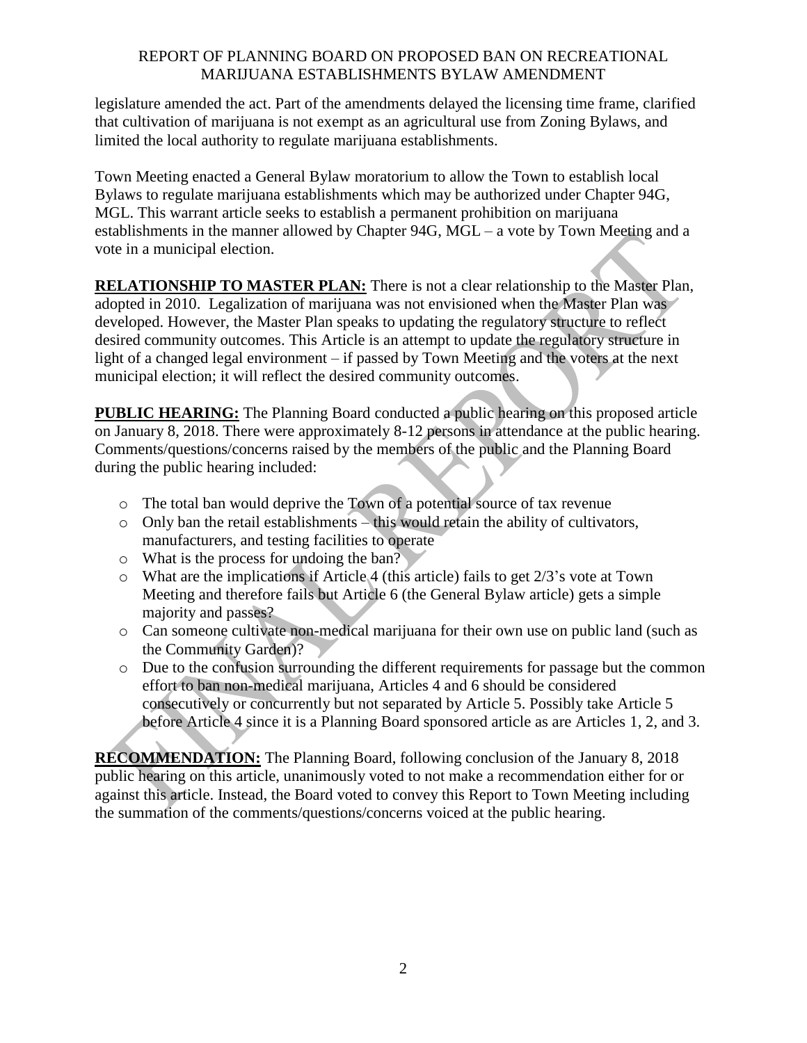legislature amended the act. Part of the amendments delayed the licensing time frame, clarified that cultivation of marijuana is not exempt as an agricultural use from Zoning Bylaws, and limited the local authority to regulate marijuana establishments.

Town Meeting enacted a General Bylaw moratorium to allow the Town to establish local Bylaws to regulate marijuana establishments which may be authorized under Chapter 94G, MGL. This warrant article seeks to establish a permanent prohibition on marijuana establishments in the manner allowed by Chapter 94G, MGL – a vote by Town Meeting and a vote in a municipal election.

**RELATIONSHIP TO MASTER PLAN:** There is not a clear relationship to the Master Plan, adopted in 2010. Legalization of marijuana was not envisioned when the Master Plan was developed. However, the Master Plan speaks to updating the regulatory structure to reflect desired community outcomes. This Article is an attempt to update the regulatory structure in light of a changed legal environment – if passed by Town Meeting and the voters at the next municipal election; it will reflect the desired community outcomes.

**PUBLIC HEARING:** The Planning Board conducted a public hearing on this proposed article on January 8, 2018. There were approximately 8-12 persons in attendance at the public hearing. Comments/questions/concerns raised by the members of the public and the Planning Board during the public hearing included:

- The total ban would deprive the Town of a potential source of tax revenue
- Only ban the retail establishments – this would retain the ability of cultivators, manufacturers, and testing facilities to operate
- What is the process for undoing the ban?
- What are the implications if Article 4 (this article) fails to get 2/3's vote at Town Meeting and therefore fails but Article 6 (the General Bylaw article) gets a simple majority and passes?
- Can someone cultivate non-medical marijuana for their own use on public land (such as the Community Garden)?
- Due to the confusion surrounding the different requirements for passage but the common effort to ban non-medical marijuana, Articles 4 and 6 should be considered consecutively or concurrently but not separated by Article 5. Possibly take Article 5 before Article 4 since it is a Planning Board sponsored article as are Articles 1, 2, and 3.

**RECOMMENDATION:** The Planning Board, following conclusion of the January 8, 2018 public hearing on this article, unanimously voted to not make a recommendation either for or against this article. Instead, the Board voted to convey this Report to Town Meeting including the summation of the comments/questions/concerns voiced at the public hearing.